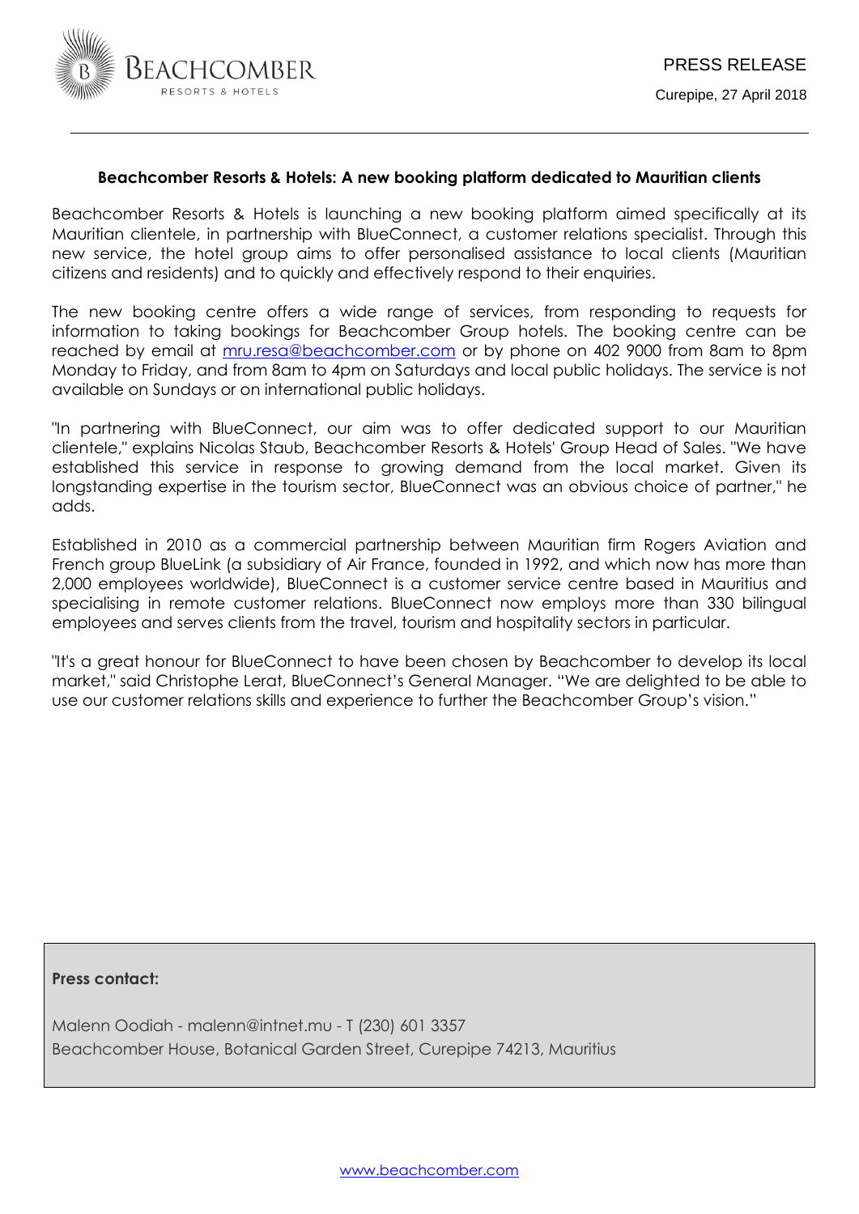PRESS RELEASE

Curepipe, 27 April 2018

**Beachcomber Resorts & Hotels: A new booking platform dedicated to Mauritian clients**

Beachcomber Resorts & Hotels is launching a new booking platform aimed specifically at its Mauritian clientele, in partnership with BlueConnect, a customer relations specialist. Through this new service, the hotel group aims to offer personalised assistance to local clients (Mauritian citizens and residents) and to quickly and effectively respond to their enquiries.

The new booking centre offers a wide range of services, from responding to requests for information to taking bookings for Beachcomber Group hotels. The booking centre can be reached by email at mru.resa@beachcomber.com or by phone on 402 9000 from 8am to 8pm Monday to Friday, and from 8am to 4pm on Saturdays and local public holidays. The service is not available on Sundays or on international public holidays.

"In partnering with BlueConnect, our aim was to offer dedicated support to our Mauritian clientele," explains Nicolas Staub, Beachcomber Resorts & Hotels' Group Head of Sales. "We have established this service in response to growing demand from the local market. Given its longstanding expertise in the tourism sector, BlueConnect was an obvious choice of partner," he adds.

Established in 2010 as a commercial partnership between Mauritian firm Rogers Aviation and French group BlueLink (a subsidiary of Air France, founded in 1992, and which now has more than 2,000 employees worldwide), BlueConnect is a customer service centre based in Mauritius and specialising in remote customer relations. BlueConnect now employs more than 330 bilingual employees and serves clients from the travel, tourism and hospitality sectors in particular.

"It's a great honour for BlueConnect to have been chosen by Beachcomber to develop its local market," said Christophe Lerat, BlueConnect's General Manager. "We are delighted to be able to use our customer relations skills and experience to further the Beachcomber Group's vision."

**Press contact:**

Malenn Oodiah - malenn@intnet.mu - T (230) 601 3357
Beachcomber House, Botanical Garden Street, Curepipe 74213, Mauritius

www.beachcomber.com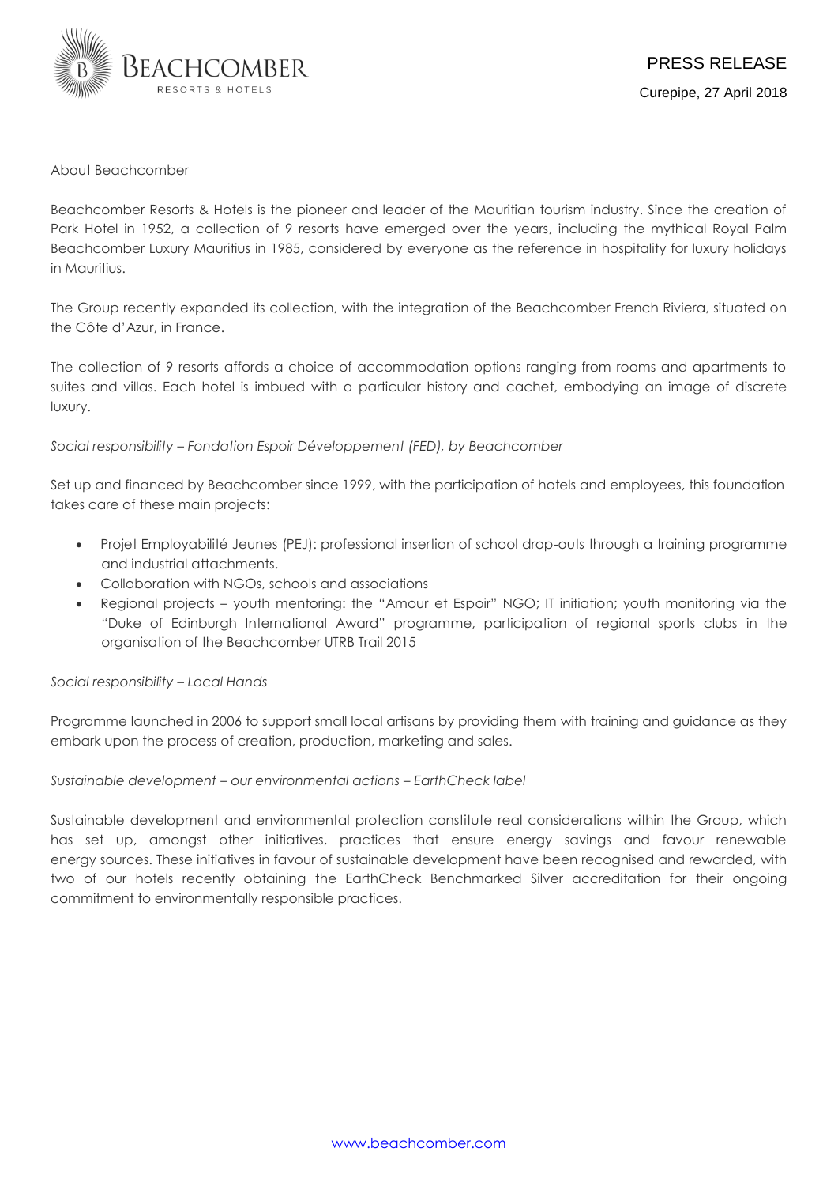About Beachcomber

Beachcomber Resorts & Hotels is the pioneer and leader of the Mauritian tourism industry. Since the creation of Park Hotel in 1952, a collection of 9 resorts have emerged over the years, including the mythical Royal Palm Beachcomber Luxury Mauritius in 1985, considered by everyone as the reference in hospitality for luxury holidays in Mauritius.

The Group recently expanded its collection, with the integration of the Beachcomber French Riviera, situated on the Côte d'Azur, in France.

The collection of 9 resorts affords a choice of accommodation options ranging from rooms and apartments to suites and villas. Each hotel is imbued with a particular history and cachet, embodying an image of discrete luxury.

*Social responsibility – Fondation Espoir Développement (FED), by Beachcomber*

Set up and financed by Beachcomber since 1999, with the participation of hotels and employees, this foundation takes care of these main projects:

- Projet Employabilité Jeunes (PEJ): professional insertion of school drop-outs through a training programme and industrial attachments.
- Collaboration with NGOs, schools and associations
- Regional projects – youth mentoring: the "Amour et Espoir" NGO; IT initiation; youth monitoring via the "Duke of Edinburgh International Award" programme, participation of regional sports clubs in the organisation of the Beachcomber UTRB Trail 2015

*Social responsibility – Local Hands*

Programme launched in 2006 to support small local artisans by providing them with training and guidance as they embark upon the process of creation, production, marketing and sales.

*Sustainable development – our environmental actions – EarthCheck label*

Sustainable development and environmental protection constitute real considerations within the Group, which has set up, amongst other initiatives, practices that ensure energy savings and favour renewable energy sources. These initiatives in favour of sustainable development have been recognised and rewarded, with two of our hotels recently obtaining the EarthCheck Benchmarked Silver accreditation for their ongoing commitment to environmentally responsible practices.

www.beachcomber.com